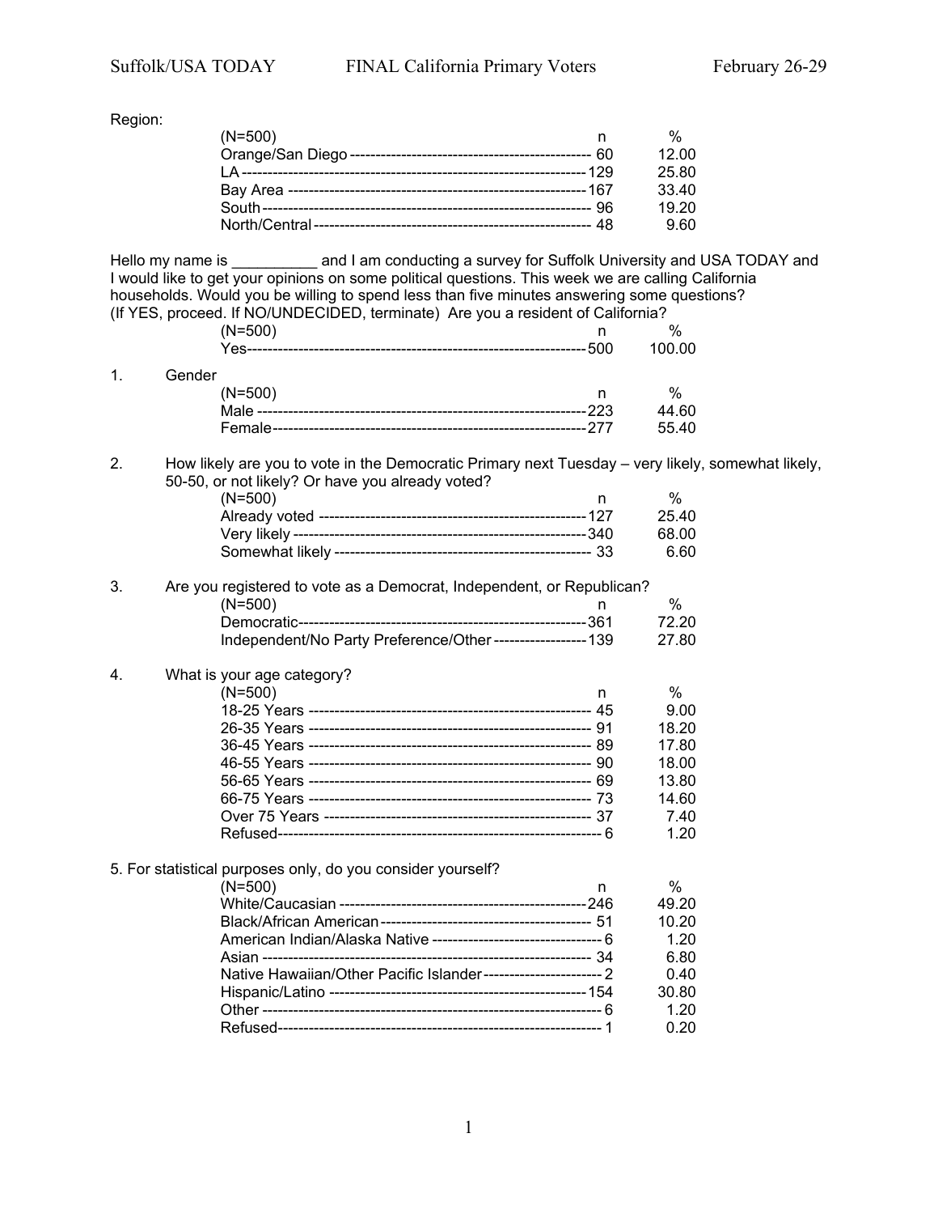Region:

| (N=500) | n | % |
|---|---|---|
| Orange/San Diego | 60 | 12.00 |
| LA | 129 | 25.80 |
| Bay Area | 167 | 33.40 |
| South | 96 | 19.20 |
| North/Central | 48 | 9.60 |

Hello my name is __________ and I am conducting a survey for Suffolk University and USA TODAY and I would like to get your opinions on some political questions. This week we are calling California households. Would you be willing to spend less than five minutes answering some questions? (If YES, proceed. If NO/UNDECIDED, terminate) Are you a resident of California?

| (N=500) | n | % |
|---|---|---|
| Yes | 500 | 100.00 |

1. Gender

| (N=500) | n | % |
|---|---|---|
| Male | 223 | 44.60 |
| Female | 277 | 55.40 |

2. How likely are you to vote in the Democratic Primary next Tuesday – very likely, somewhat likely, 50-50, or not likely? Or have you already voted?

| (N=500) | n | % |
|---|---|---|
| Already voted | 127 | 25.40 |
| Very likely | 340 | 68.00 |
| Somewhat likely | 33 | 6.60 |

3. Are you registered to vote as a Democrat, Independent, or Republican?

| (N=500) | n | % |
|---|---|---|
| Democratic | 361 | 72.20 |
| Independent/No Party Preference/Other | 139 | 27.80 |

4. What is your age category?

| (N=500) | n | % |
|---|---|---|
| 18-25 Years | 45 | 9.00 |
| 26-35 Years | 91 | 18.20 |
| 36-45 Years | 89 | 17.80 |
| 46-55 Years | 90 | 18.00 |
| 56-65 Years | 69 | 13.80 |
| 66-75 Years | 73 | 14.60 |
| Over 75 Years | 37 | 7.40 |
| Refused | 6 | 1.20 |

5. For statistical purposes only, do you consider yourself?

| (N=500) | n | % |
|---|---|---|
| White/Caucasian | 246 | 49.20 |
| Black/African American | 51 | 10.20 |
| American Indian/Alaska Native | 6 | 1.20 |
| Asian | 34 | 6.80 |
| Native Hawaiian/Other Pacific Islander | 2 | 0.40 |
| Hispanic/Latino | 154 | 30.80 |
| Other | 6 | 1.20 |
| Refused | 1 | 0.20 |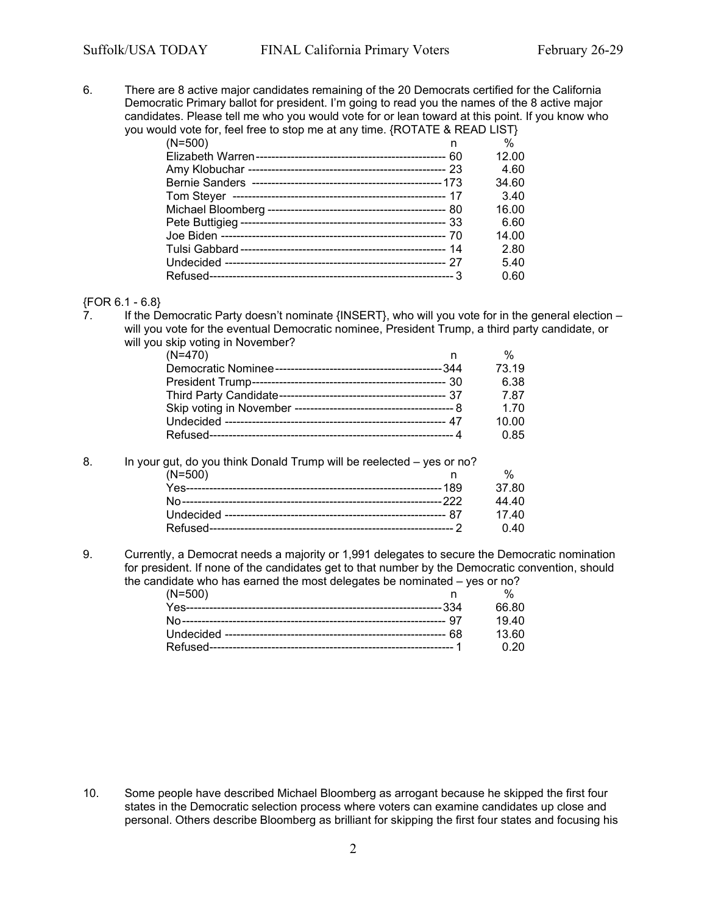6. There are 8 active major candidates remaining of the 20 Democrats certified for the California Democratic Primary ballot for president. I'm going to read you the names of the 8 active major candidates. Please tell me who you would vote for or lean toward at this point. If you know who you would vote for, feel free to stop me at any time. {ROTATE & READ LIST}

| (N=500) | n | % |
|---|---|---|
| Elizabeth Warren | 60 | 12.00 |
| Amy Klobuchar | 23 | 4.60 |
| Bernie Sanders | 173 | 34.60 |
| Tom Steyer | 17 | 3.40 |
| Michael Bloomberg | 80 | 16.00 |
| Pete Buttigieg | 33 | 6.60 |
| Joe Biden | 70 | 14.00 |
| Tulsi Gabbard | 14 | 2.80 |
| Undecided | 27 | 5.40 |
| Refused | 3 | 0.60 |

{FOR 6.1 - 6.8}

7. If the Democratic Party doesn't nominate {INSERT}, who will you vote for in the general election – will you vote for the eventual Democratic nominee, President Trump, a third party candidate, or will you skip voting in November?

| (N=470) | n | % |
|---|---|---|
| Democratic Nominee | 344 | 73.19 |
| President Trump | 30 | 6.38 |
| Third Party Candidate | 37 | 7.87 |
| Skip voting in November | 8 | 1.70 |
| Undecided | 47 | 10.00 |
| Refused | 4 | 0.85 |

8. In your gut, do you think Donald Trump will be reelected – yes or no?

| (N=500) | n | % |
|---|---|---|
| Yes | 189 | 37.80 |
| No | 222 | 44.40 |
| Undecided | 87 | 17.40 |
| Refused | 2 | 0.40 |

9. Currently, a Democrat needs a majority or 1,991 delegates to secure the Democratic nomination for president. If none of the candidates get to that number by the Democratic convention, should the candidate who has earned the most delegates be nominated – yes or no?

| (N=500) | n | % |
|---|---|---|
| Yes | 334 | 66.80 |
| No | 97 | 19.40 |
| Undecided | 68 | 13.60 |
| Refused | 1 | 0.20 |

10. Some people have described Michael Bloomberg as arrogant because he skipped the first four states in the Democratic selection process where voters can examine candidates up close and personal. Others describe Bloomberg as brilliant for skipping the first four states and focusing his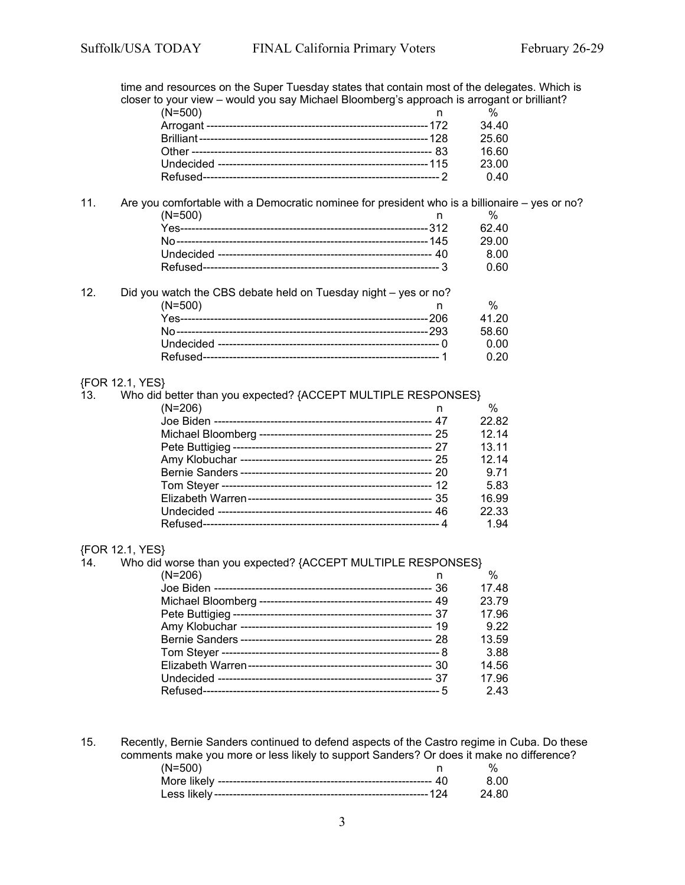time and resources on the Super Tuesday states that contain most of the delegates. Which is closer to your view – would you say Michael Bloomberg's approach is arrogant or brilliant?

| (N=500) | n | % |
|---|---|---|
| Arrogant | 172 | 34.40 |
| Brilliant | 128 | 25.60 |
| Other | 83 | 16.60 |
| Undecided | 115 | 23.00 |
| Refused | 2 | 0.40 |

11. Are you comfortable with a Democratic nominee for president who is a billionaire – yes or no?

| (N=500) | n | % |
|---|---|---|
| Yes | 312 | 62.40 |
| No | 145 | 29.00 |
| Undecided | 40 | 8.00 |
| Refused | 3 | 0.60 |

12. Did you watch the CBS debate held on Tuesday night – yes or no?

| (N=500) | n | % |
|---|---|---|
| Yes | 206 | 41.20 |
| No | 293 | 58.60 |
| Undecided | 0 | 0.00 |
| Refused | 1 | 0.20 |

{FOR 12.1, YES}

13. Who did better than you expected? {ACCEPT MULTIPLE RESPONSES}

| (N=206) | n | % |
|---|---|---|
| Joe Biden | 47 | 22.82 |
| Michael Bloomberg | 25 | 12.14 |
| Pete Buttigieg | 27 | 13.11 |
| Amy Klobuchar | 25 | 12.14 |
| Bernie Sanders | 20 | 9.71 |
| Tom Steyer | 12 | 5.83 |
| Elizabeth Warren | 35 | 16.99 |
| Undecided | 46 | 22.33 |
| Refused | 4 | 1.94 |

{FOR 12.1, YES}

14. Who did worse than you expected? {ACCEPT MULTIPLE RESPONSES}

| (N=206) | n | % |
|---|---|---|
| Joe Biden | 36 | 17.48 |
| Michael Bloomberg | 49 | 23.79 |
| Pete Buttigieg | 37 | 17.96 |
| Amy Klobuchar | 19 | 9.22 |
| Bernie Sanders | 28 | 13.59 |
| Tom Steyer | 8 | 3.88 |
| Elizabeth Warren | 30 | 14.56 |
| Undecided | 37 | 17.96 |
| Refused | 5 | 2.43 |

15. Recently, Bernie Sanders continued to defend aspects of the Castro regime in Cuba. Do these comments make you more or less likely to support Sanders? Or does it make no difference?

| (N=500) | n | % |
|---|---|---|
| More likely | 40 | 8.00 |
| Less likely | 124 | 24.80 |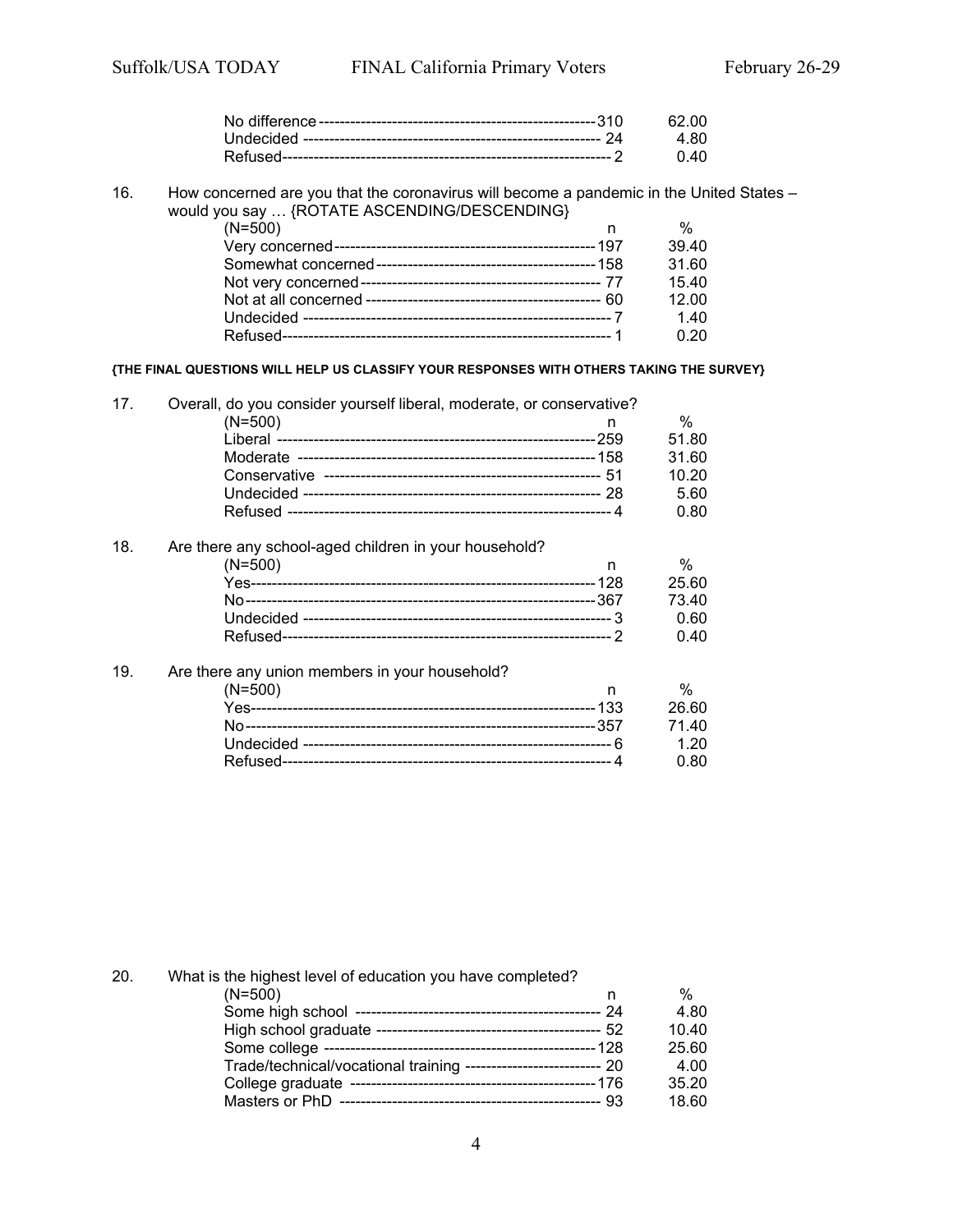| | n | % |
|---|---|---|
| No difference | 310 | 62.00 |
| Undecided | 24 | 4.80 |
| Refused | 2 | 0.40 |

16. How concerned are you that the coronavirus will become a pandemic in the United States – would you say … {ROTATE ASCENDING/DESCENDING}

| (N=500) | n | % |
|---|---|---|
| Very concerned | 197 | 39.40 |
| Somewhat concerned | 158 | 31.60 |
| Not very concerned | 77 | 15.40 |
| Not at all concerned | 60 | 12.00 |
| Undecided | 7 | 1.40 |
| Refused | 1 | 0.20 |

**{THE FINAL QUESTIONS WILL HELP US CLASSIFY YOUR RESPONSES WITH OTHERS TAKING THE SURVEY}**

17. Overall, do you consider yourself liberal, moderate, or conservative?

| (N=500) | n | % |
|---|---|---|
| Liberal | 259 | 51.80 |
| Moderate | 158 | 31.60 |
| Conservative | 51 | 10.20 |
| Undecided | 28 | 5.60 |
| Refused | 4 | 0.80 |

18. Are there any school-aged children in your household?

| (N=500) | n | % |
|---|---|---|
| Yes | 128 | 25.60 |
| No | 367 | 73.40 |
| Undecided | 3 | 0.60 |
| Refused | 2 | 0.40 |

19. Are there any union members in your household?

| (N=500) | n | % |
|---|---|---|
| Yes | 133 | 26.60 |
| No | 357 | 71.40 |
| Undecided | 6 | 1.20 |
| Refused | 4 | 0.80 |

20. What is the highest level of education you have completed?

| (N=500) | n | % |
|---|---|---|
| Some high school | 24 | 4.80 |
| High school graduate | 52 | 10.40 |
| Some college | 128 | 25.60 |
| Trade/technical/vocational training | 20 | 4.00 |
| College graduate | 176 | 35.20 |
| Masters or PhD | 93 | 18.60 |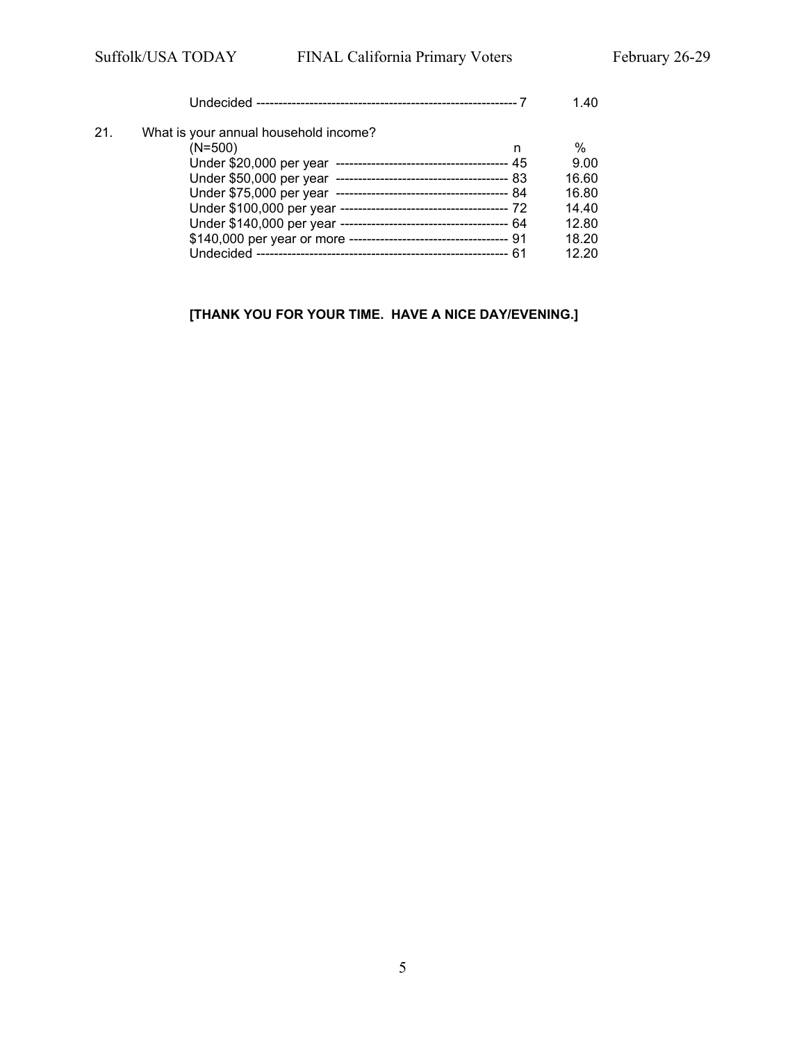| | n | % |
|---|---|---|
| Undecided | 7 | 1.40 |

21. What is your annual household income?

| (N=500) | n | % |
|---|---|---|
| Under $20,000 per year | 45 | 9.00 |
| Under $50,000 per year | 83 | 16.60 |
| Under $75,000 per year | 84 | 16.80 |
| Under $100,000 per year | 72 | 14.40 |
| Under $140,000 per year | 64 | 12.80 |
| $140,000 per year or more | 91 | 18.20 |
| Undecided | 61 | 12.20 |

**[THANK YOU FOR YOUR TIME. HAVE A NICE DAY/EVENING.]**